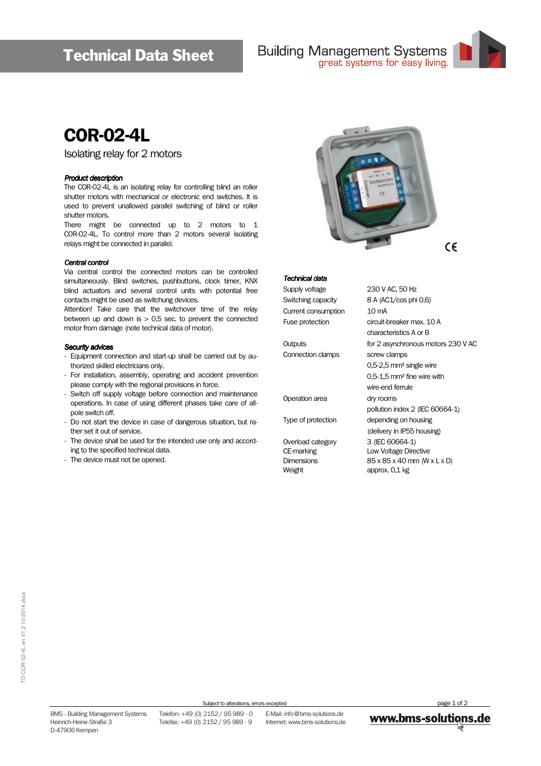# COR-02-4L

Isolating relay for 2 motors

***Product description***

The COR-02-4L is an isolating relay for controlling blind an roller shutter motors with mechanical or electronic end switches. It is used to prevent unallowed parallel switching of blind or roller shutter motors.

There might be connected up to 2 motors to 1 COR-02-4L. To control more than 2 motors several isolating relays might be connected in parallel.

***Central control***

Via central control the connected motors can be controlled simultaneously. Blind switches, pushbuttons, clock timer, KNX blind actuators and several control units with potential free contacts might be used as switchung devices.

Attention! Take care that the switchover time of the relay between up and down is > 0,5 sec. to prevent the connected motor from damage (note technical data of motor).

***Security advices***

- Equipment connection and start-up shall be carried out by authorized skilled electricians only.
- For installation, assembly, operating and accident prevention please comply with the regional provisions in force.
- Switch off supply voltage before connection and maintenance operations. In case of using different phases take care of all-pole switch off.
- Do not start the device in case of dangerous situation, but rather set it out of service.
- The device shall be used for the intended use only and according to the specified technical data.
- The device must not be opened.

***Technical data***

| | |
|---|---|
| Supply voltage | 230 V AC, 50 Hz |
| Switching capacity | 8 A (AC1/cos phi 0,6) |
| Current consumption | 10 mA |
| Fuse protection | circuit-breaker max. 10 A characteristics A or B |
| Outputs | for 2 asynchronous motors 230 V AC |
| Connection clamps | screw clamps<br>0,5-2,5 mm² single wire<br>0,5-1,5 mm² fine wire with wire-end ferrule |
| Operation area | dry rooms<br>pollution index 2 (IEC 60664-1) |
| Type of protection | depending on housing (delivery in IP55 housing) |
| Overload category | 3 (IEC 60664-1) |
| CE-marking | Low Voltage Directive |
| Dimensions | 85 x 85 x 40 mm (W x L x D) |
| Weight | approx. 0,1 kg |

Subject to alterations, errors excepted

BMS - Building Management Systems
Heinrich-Heine-Straße 3
D-47906 Kempen

Telefon: +49 (0) 2152 / 95 989 - 0
Telefax: +49 (0) 2152 / 95 989 - 9

E-Mail: info@bms-solutions.de
Internet: www.bms-solutions.de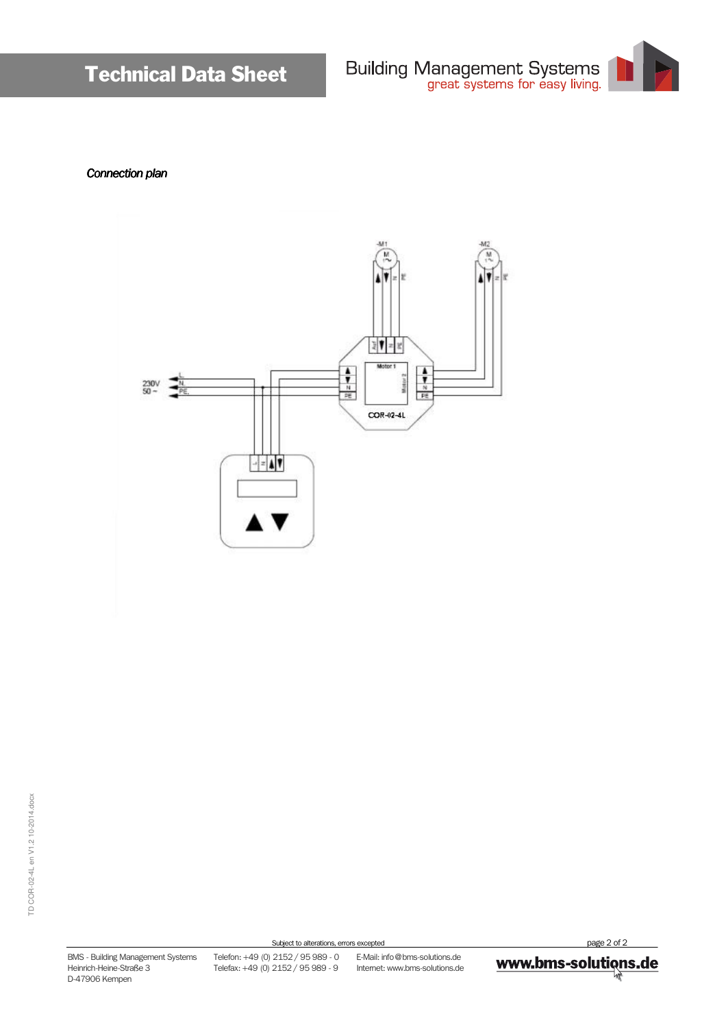*Connection plan*

-M1

M
1~

-M2

M
1~

230V
50 ~

L
N
PE

Motor 1

Motor 2

N
PE

COR-02-4L

L
N